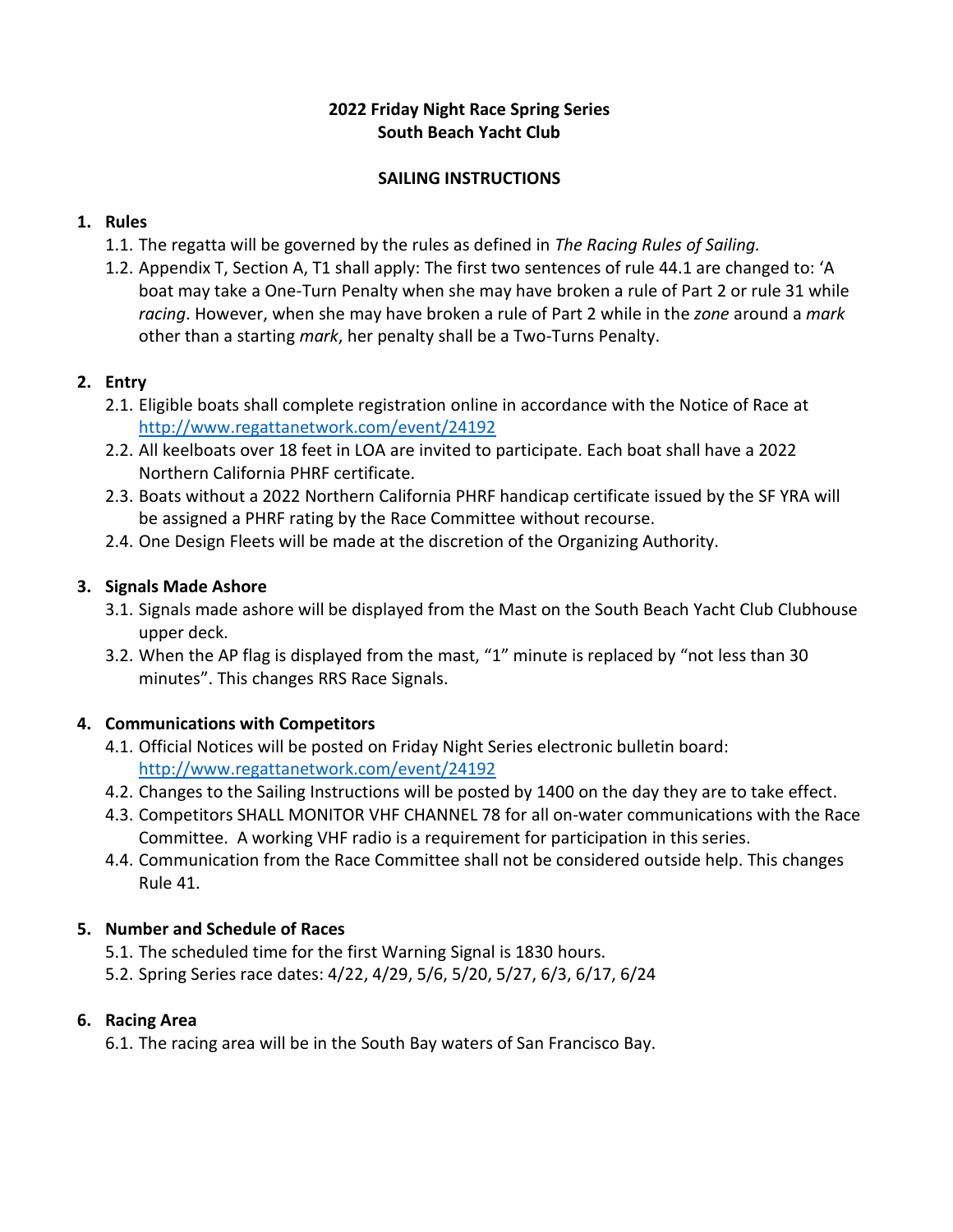**2022 Friday Night Race Spring Series**
**South Beach Yacht Club**

**SAILING INSTRUCTIONS**

1. **Rules**
   - 1.1. The regatta will be governed by the rules as defined in *The Racing Rules of Sailing.*
   - 1.2. Appendix T, Section A, T1 shall apply: The first two sentences of rule 44.1 are changed to: 'A boat may take a One-Turn Penalty when she may have broken a rule of Part 2 or rule 31 while *racing*. However, when she may have broken a rule of Part 2 while in the *zone* around a *mark* other than a starting *mark*, her penalty shall be a Two-Turns Penalty.

2. **Entry**
   - 2.1. Eligible boats shall complete registration online in accordance with the Notice of Race at http://www.regattanetwork.com/event/24192
   - 2.2. All keelboats over 18 feet in LOA are invited to participate. Each boat shall have a 2022 Northern California PHRF certificate.
   - 2.3. Boats without a 2022 Northern California PHRF handicap certificate issued by the SF YRA will be assigned a PHRF rating by the Race Committee without recourse.
   - 2.4. One Design Fleets will be made at the discretion of the Organizing Authority.

3. **Signals Made Ashore**
   - 3.1. Signals made ashore will be displayed from the Mast on the South Beach Yacht Club Clubhouse upper deck.
   - 3.2. When the AP flag is displayed from the mast, "1" minute is replaced by "not less than 30 minutes". This changes RRS Race Signals.

4. **Communications with Competitors**
   - 4.1. Official Notices will be posted on Friday Night Series electronic bulletin board: http://www.regattanetwork.com/event/24192
   - 4.2. Changes to the Sailing Instructions will be posted by 1400 on the day they are to take effect.
   - 4.3. Competitors SHALL MONITOR VHF CHANNEL 78 for all on-water communications with the Race Committee. A working VHF radio is a requirement for participation in this series.
   - 4.4. Communication from the Race Committee shall not be considered outside help. This changes Rule 41.

5. **Number and Schedule of Races**
   - 5.1. The scheduled time for the first Warning Signal is 1830 hours.
   - 5.2. Spring Series race dates: 4/22, 4/29, 5/6, 5/20, 5/27, 6/3, 6/17, 6/24

6. **Racing Area**
   - 6.1. The racing area will be in the South Bay waters of San Francisco Bay.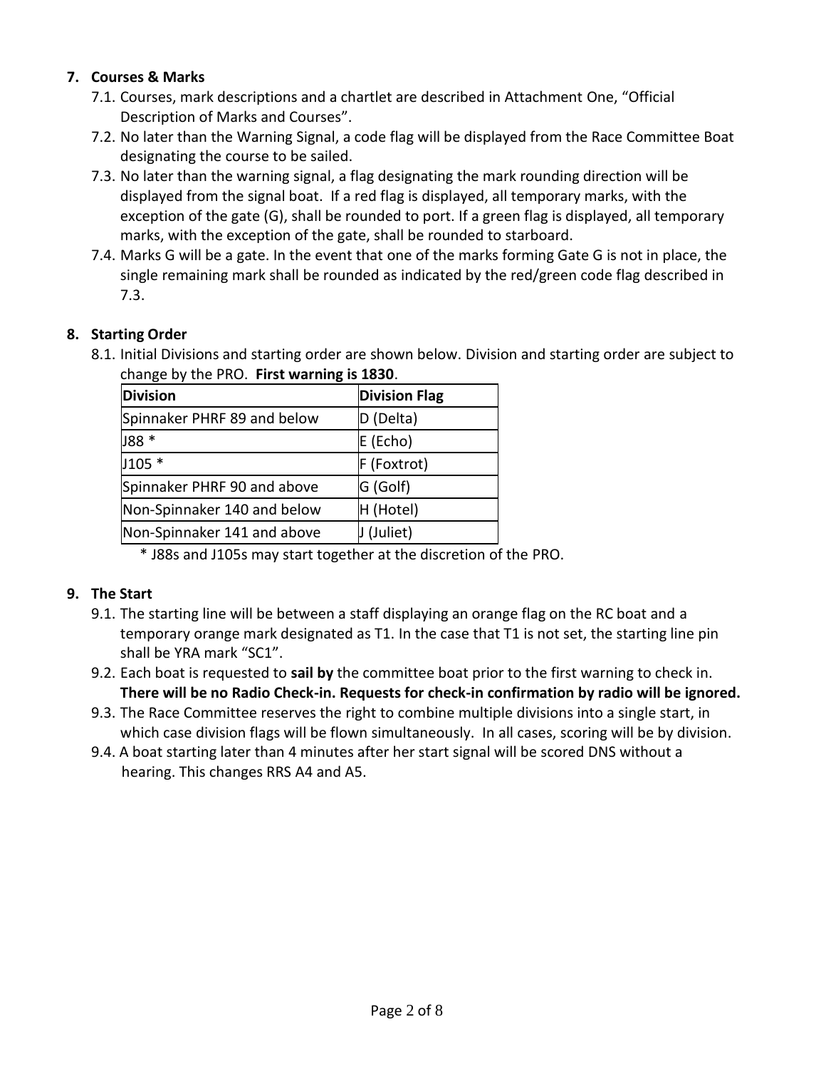## 7. Courses & Marks

7.1. Courses, mark descriptions and a chartlet are described in Attachment One, "Official Description of Marks and Courses".

7.2. No later than the Warning Signal, a code flag will be displayed from the Race Committee Boat designating the course to be sailed.

7.3. No later than the warning signal, a flag designating the mark rounding direction will be displayed from the signal boat. If a red flag is displayed, all temporary marks, with the exception of the gate (G), shall be rounded to port. If a green flag is displayed, all temporary marks, with the exception of the gate, shall be rounded to starboard.

7.4. Marks G will be a gate. In the event that one of the marks forming Gate G is not in place, the single remaining mark shall be rounded as indicated by the red/green code flag described in 7.3.

## 8. Starting Order

8.1. Initial Divisions and starting order are shown below. Division and starting order are subject to change by the PRO. **First warning is 1830**.

| Division | Division Flag |
|---|---|
| Spinnaker PHRF 89 and below | D (Delta) |
| J88 * | E (Echo) |
| J105 * | F (Foxtrot) |
| Spinnaker PHRF 90 and above | G (Golf) |
| Non-Spinnaker 140 and below | H (Hotel) |
| Non-Spinnaker 141 and above | J (Juliet) |

\* J88s and J105s may start together at the discretion of the PRO.

## 9. The Start

9.1. The starting line will be between a staff displaying an orange flag on the RC boat and a temporary orange mark designated as T1. In the case that T1 is not set, the starting line pin shall be YRA mark "SC1".

9.2. Each boat is requested to **sail by** the committee boat prior to the first warning to check in. **There will be no Radio Check-in. Requests for check-in confirmation by radio will be ignored.**

9.3. The Race Committee reserves the right to combine multiple divisions into a single start, in which case division flags will be flown simultaneously. In all cases, scoring will be by division.

9.4. A boat starting later than 4 minutes after her start signal will be scored DNS without a hearing. This changes RRS A4 and A5.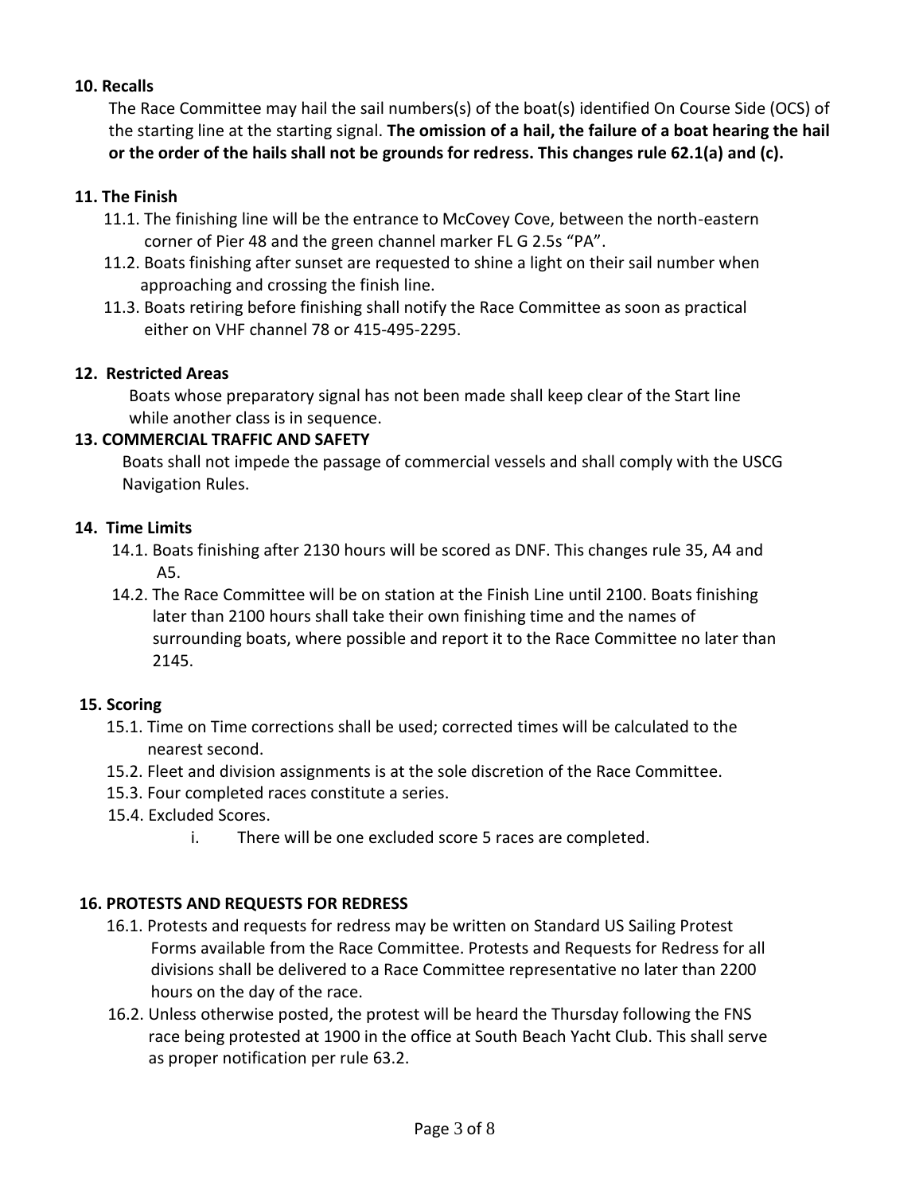## 10. Recalls

The Race Committee may hail the sail numbers(s) of the boat(s) identified On Course Side (OCS) of the starting line at the starting signal. **The omission of a hail, the failure of a boat hearing the hail or the order of the hails shall not be grounds for redress. This changes rule 62.1(a) and (c).**

## 11. The Finish

11.1. The finishing line will be the entrance to McCovey Cove, between the north-eastern corner of Pier 48 and the green channel marker FL G 2.5s "PA".

11.2. Boats finishing after sunset are requested to shine a light on their sail number when approaching and crossing the finish line.

11.3. Boats retiring before finishing shall notify the Race Committee as soon as practical either on VHF channel 78 or 415-495-2295.

## 12. Restricted Areas

Boats whose preparatory signal has not been made shall keep clear of the Start line while another class is in sequence.

## 13. COMMERCIAL TRAFFIC AND SAFETY

Boats shall not impede the passage of commercial vessels and shall comply with the USCG Navigation Rules.

## 14. Time Limits

14.1. Boats finishing after 2130 hours will be scored as DNF. This changes rule 35, A4 and A5.

14.2. The Race Committee will be on station at the Finish Line until 2100. Boats finishing later than 2100 hours shall take their own finishing time and the names of surrounding boats, where possible and report it to the Race Committee no later than 2145.

## 15. Scoring

15.1. Time on Time corrections shall be used; corrected times will be calculated to the nearest second.

15.2. Fleet and division assignments is at the sole discretion of the Race Committee.

15.3. Four completed races constitute a series.

15.4. Excluded Scores.

i. There will be one excluded score 5 races are completed.

## 16. PROTESTS AND REQUESTS FOR REDRESS

16.1. Protests and requests for redress may be written on Standard US Sailing Protest Forms available from the Race Committee. Protests and Requests for Redress for all divisions shall be delivered to a Race Committee representative no later than 2200 hours on the day of the race.

16.2. Unless otherwise posted, the protest will be heard the Thursday following the FNS race being protested at 1900 in the office at South Beach Yacht Club. This shall serve as proper notification per rule 63.2.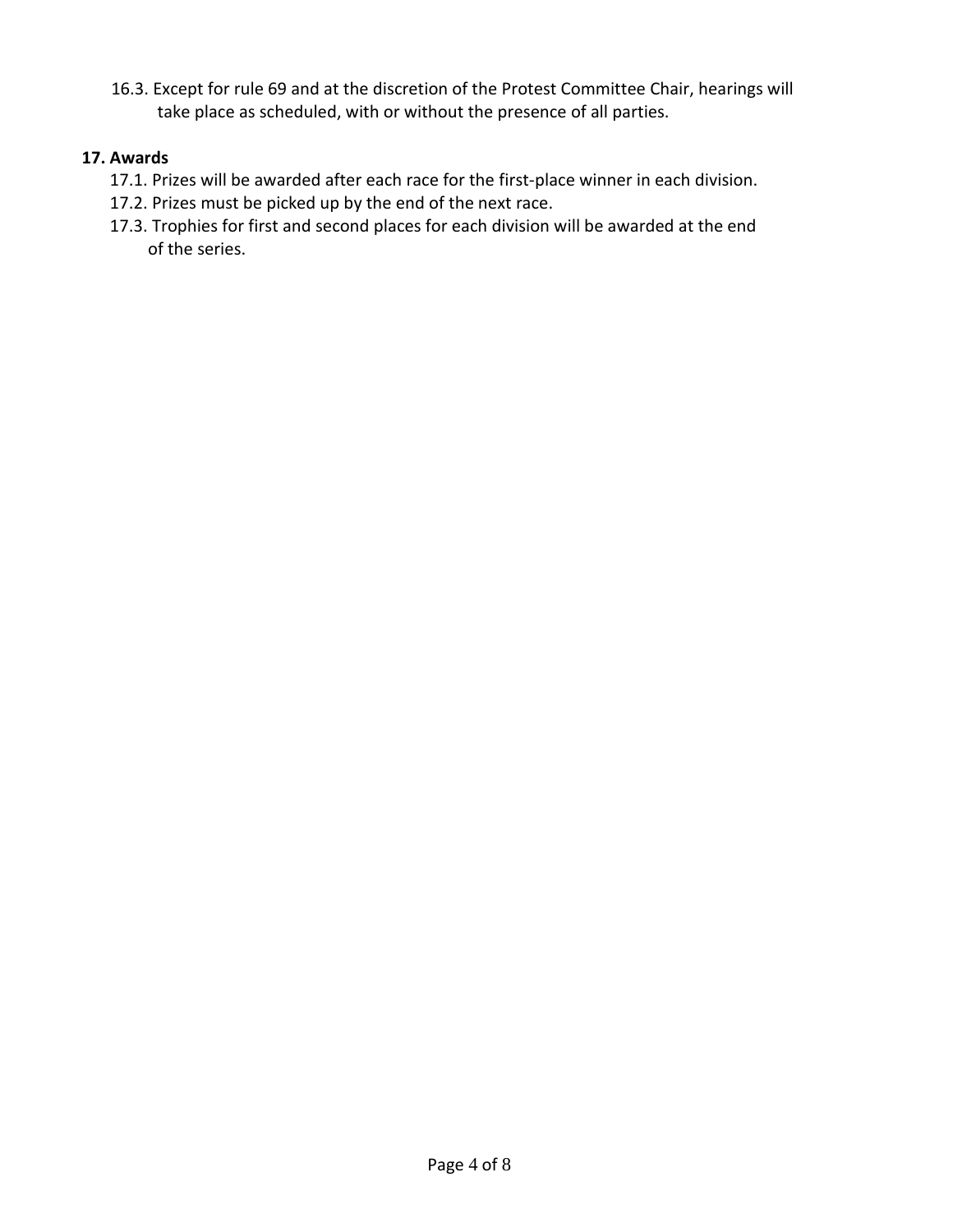16.3. Except for rule 69 and at the discretion of the Protest Committee Chair, hearings will take place as scheduled, with or without the presence of all parties.

## 17. Awards

17.1. Prizes will be awarded after each race for the first-place winner in each division.

17.2. Prizes must be picked up by the end of the next race.

17.3. Trophies for first and second places for each division will be awarded at the end of the series.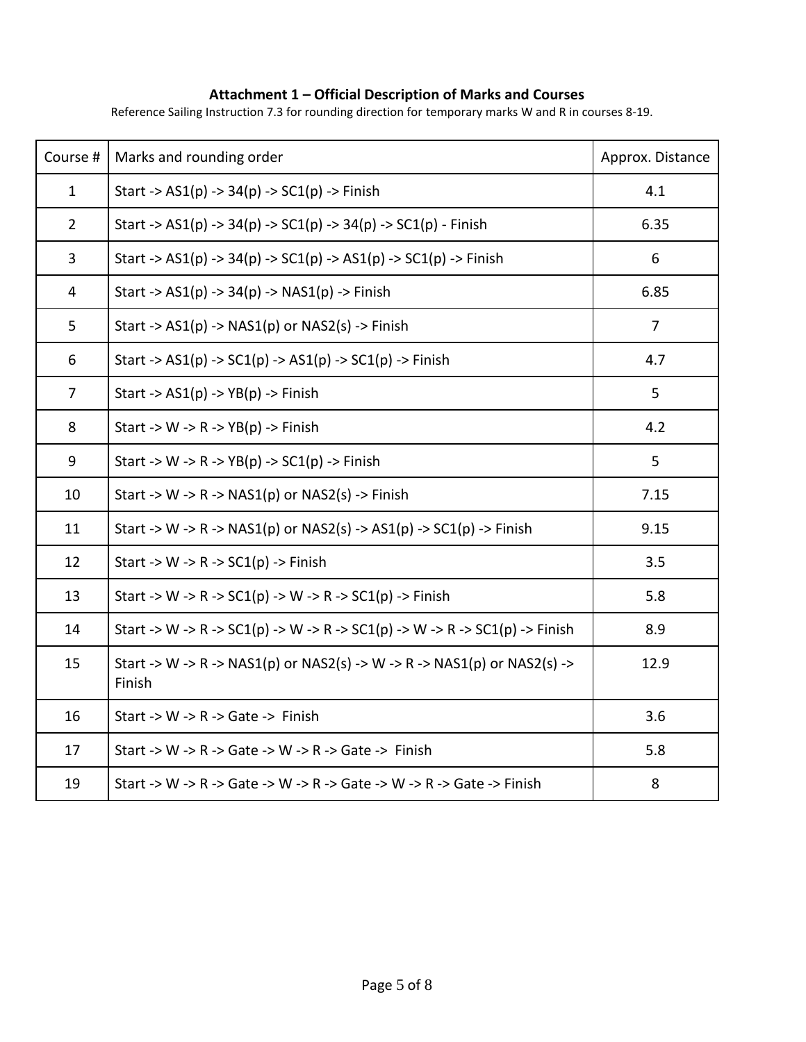**Attachment 1 – Official Description of Marks and Courses**

Reference Sailing Instruction 7.3 for rounding direction for temporary marks W and R in courses 8-19.

| Course # | Marks and rounding order | Approx. Distance |
|---|---|---|
| 1 | Start -> AS1(p) -> 34(p) -> SC1(p) -> Finish | 4.1 |
| 2 | Start -> AS1(p) -> 34(p) -> SC1(p) -> 34(p) -> SC1(p) - Finish | 6.35 |
| 3 | Start -> AS1(p) -> 34(p) -> SC1(p) -> AS1(p) -> SC1(p) -> Finish | 6 |
| 4 | Start -> AS1(p) -> 34(p) -> NAS1(p) -> Finish | 6.85 |
| 5 | Start -> AS1(p) -> NAS1(p) or NAS2(s) -> Finish | 7 |
| 6 | Start -> AS1(p) -> SC1(p) -> AS1(p) -> SC1(p) -> Finish | 4.7 |
| 7 | Start -> AS1(p) -> YB(p) -> Finish | 5 |
| 8 | Start -> W -> R -> YB(p) -> Finish | 4.2 |
| 9 | Start -> W -> R -> YB(p) -> SC1(p) -> Finish | 5 |
| 10 | Start -> W -> R -> NAS1(p) or NAS2(s) -> Finish | 7.15 |
| 11 | Start -> W -> R -> NAS1(p) or NAS2(s) -> AS1(p) -> SC1(p) -> Finish | 9.15 |
| 12 | Start -> W -> R -> SC1(p) -> Finish | 3.5 |
| 13 | Start -> W -> R -> SC1(p) -> W -> R -> SC1(p) -> Finish | 5.8 |
| 14 | Start -> W -> R -> SC1(p) -> W -> R -> SC1(p) -> W -> R -> SC1(p) -> Finish | 8.9 |
| 15 | Start -> W -> R -> NAS1(p) or NAS2(s) -> W -> R -> NAS1(p) or NAS2(s) -> Finish | 12.9 |
| 16 | Start -> W -> R -> Gate -> Finish | 3.6 |
| 17 | Start -> W -> R -> Gate -> W -> R -> Gate -> Finish | 5.8 |
| 19 | Start -> W -> R -> Gate -> W -> R -> Gate -> W -> R -> Gate -> Finish | 8 |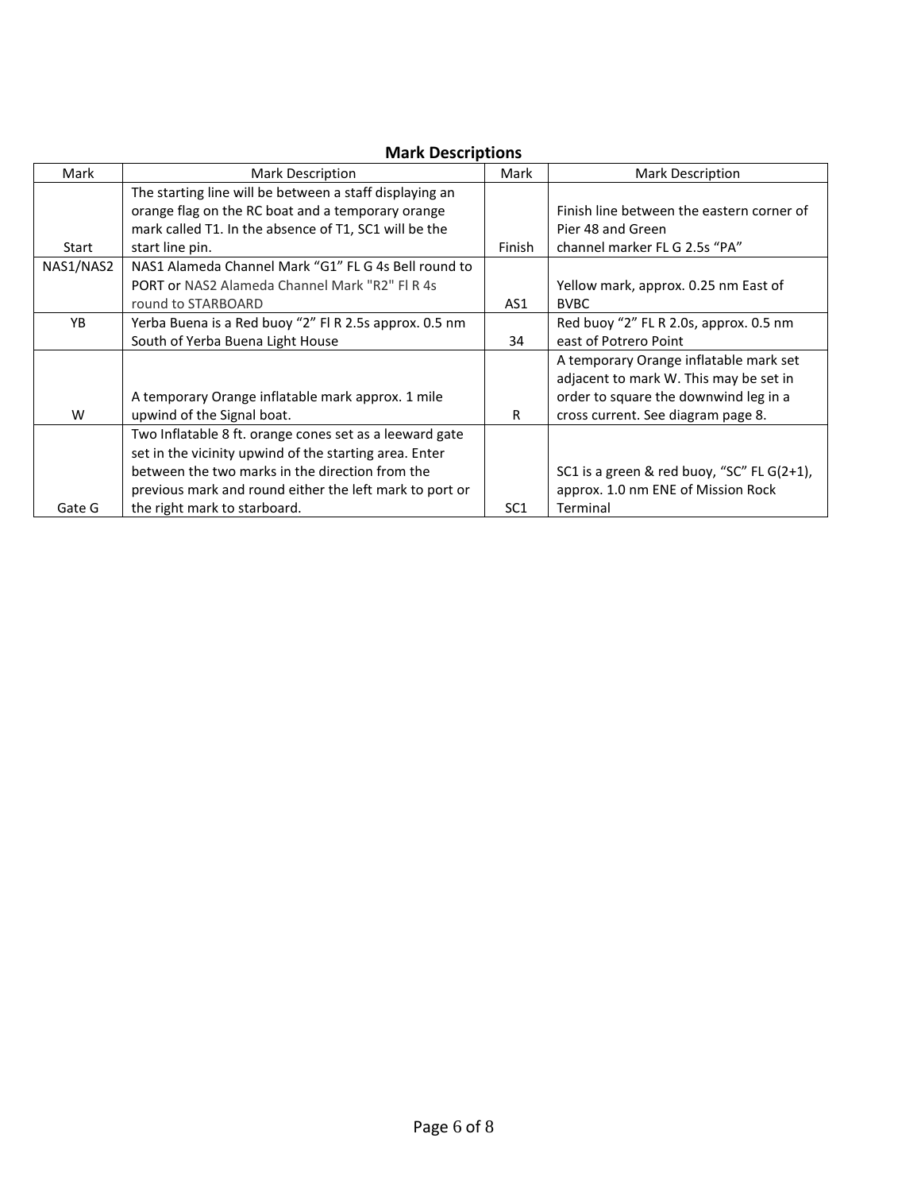## Mark Descriptions

| Mark | Mark Description | Mark | Mark Description |
|---|---|---|---|
| Start | The starting line will be between a staff displaying an orange flag on the RC boat and a temporary orange mark called T1. In the absence of T1, SC1 will be the start line pin. | Finish | Finish line between the eastern corner of Pier 48 and Green channel marker FL G 2.5s "PA" |
| NAS1/NAS2 | NAS1 Alameda Channel Mark "G1" FL G 4s Bell round to PORT or NAS2 Alameda Channel Mark "R2" Fl R 4s round to STARBOARD | AS1 | Yellow mark, approx. 0.25 nm East of BVBC |
| YB | Yerba Buena is a Red buoy "2" Fl R 2.5s approx. 0.5 nm South of Yerba Buena Light House | 34 | Red buoy "2" FL R 2.0s, approx. 0.5 nm east of Potrero Point |
| W | A temporary Orange inflatable mark approx. 1 mile upwind of the Signal boat. | R | A temporary Orange inflatable mark set adjacent to mark W. This may be set in order to square the downwind leg in a cross current. See diagram page 8. |
| Gate G | Two Inflatable 8 ft. orange cones set as a leeward gate set in the vicinity upwind of the starting area. Enter between the two marks in the direction from the previous mark and round either the left mark to port or the right mark to starboard. | SC1 | SC1 is a green & red buoy, "SC" FL G(2+1), approx. 1.0 nm ENE of Mission Rock Terminal |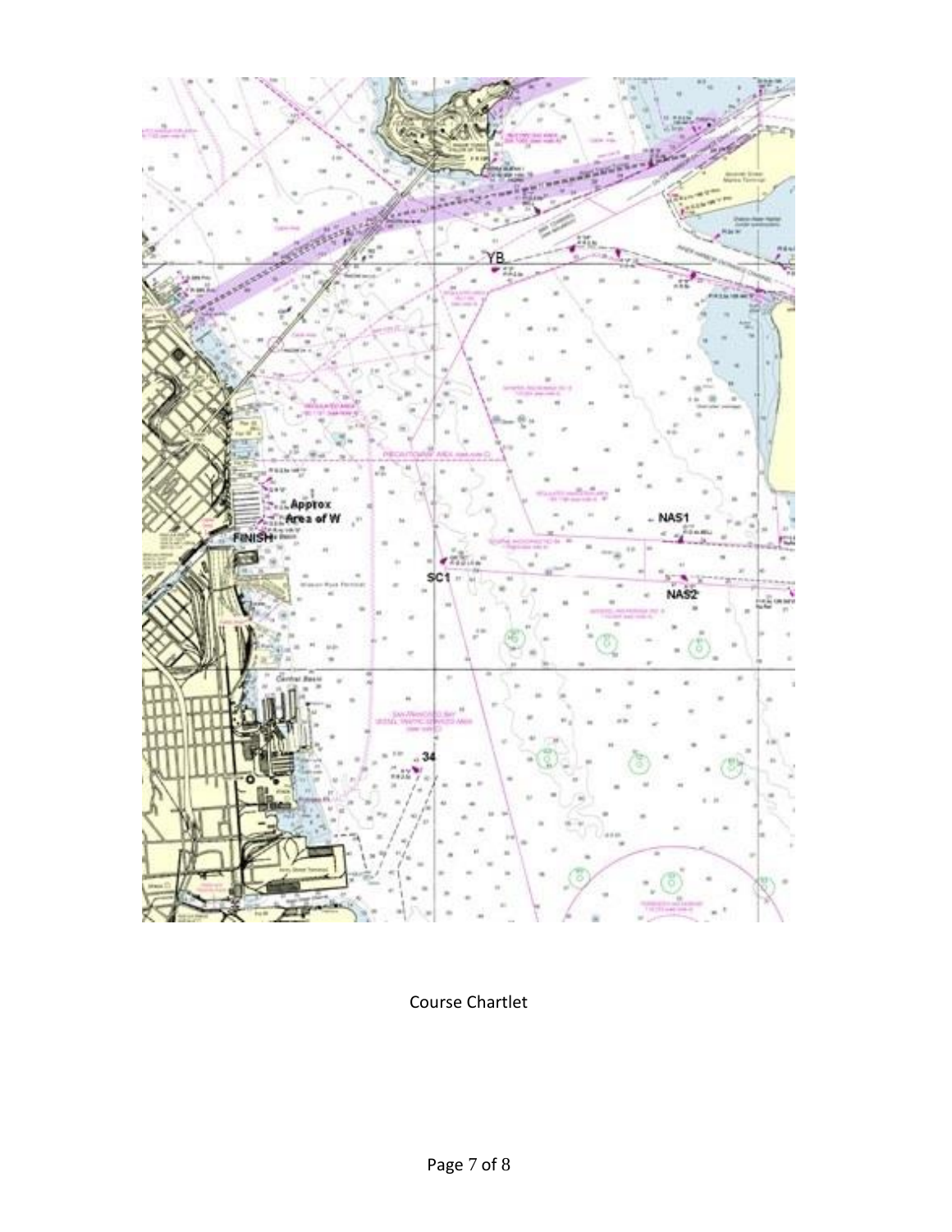Course Chartlet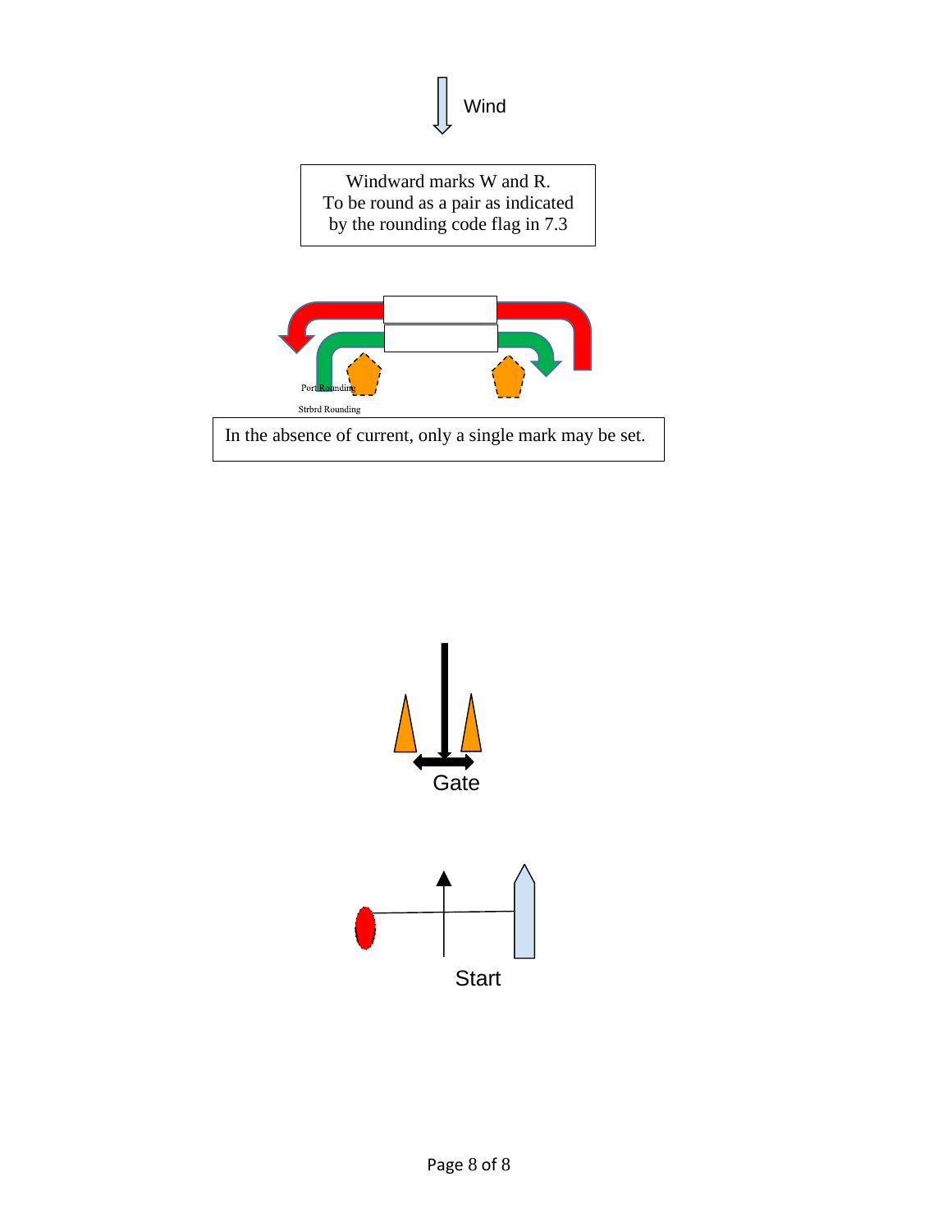Wind

Windward marks W and R.
To be round as a pair as indicated
by the rounding code flag in 7.3

Port Rounding

Strbrd Rounding

In the absence of current, only a single mark may be set.

Gate

Start